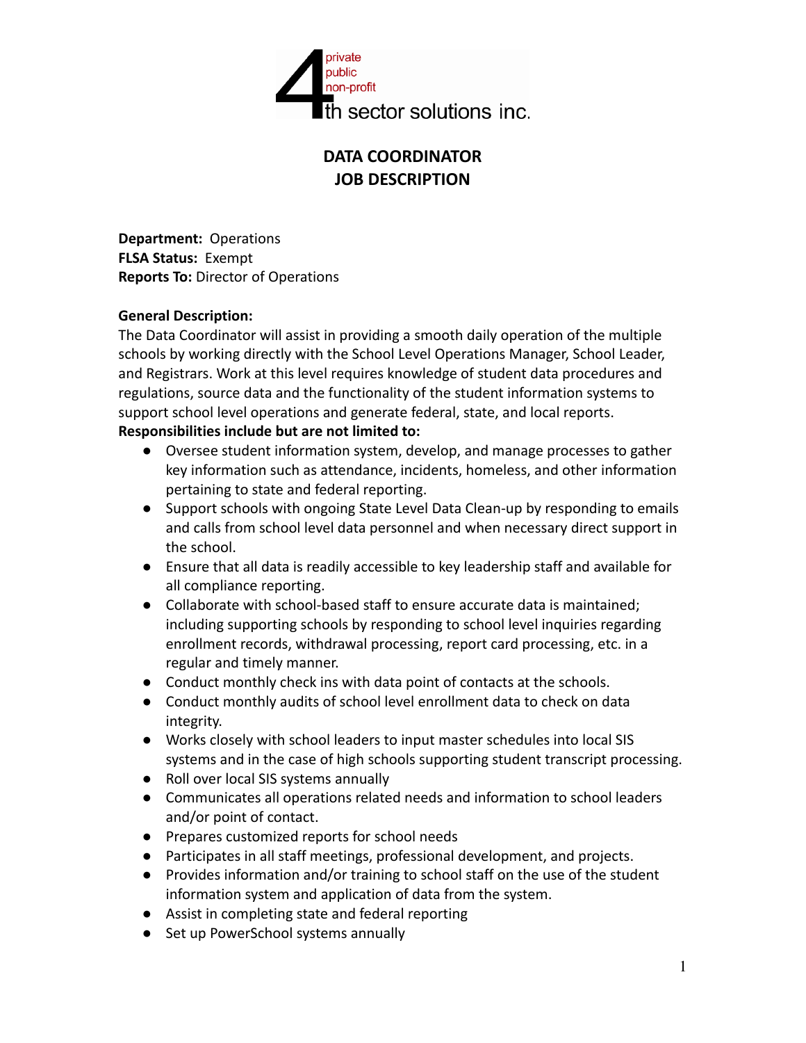4th sector solutions inc.

private
public
non-profit

# DATA COORDINATOR
# JOB DESCRIPTION

**Department:** Operations
**FLSA Status:** Exempt
**Reports To:** Director of Operations

**General Description:**
The Data Coordinator will assist in providing a smooth daily operation of the multiple schools by working directly with the School Level Operations Manager, School Leader, and Registrars. Work at this level requires knowledge of student data procedures and regulations, source data and the functionality of the student information systems to support school level operations and generate federal, state, and local reports.
**Responsibilities include but are not limited to:**

- Oversee student information system, develop, and manage processes to gather key information such as attendance, incidents, homeless, and other information pertaining to state and federal reporting.
- Support schools with ongoing State Level Data Clean-up by responding to emails and calls from school level data personnel and when necessary direct support in the school.
- Ensure that all data is readily accessible to key leadership staff and available for all compliance reporting.
- Collaborate with school-based staff to ensure accurate data is maintained; including supporting schools by responding to school level inquiries regarding enrollment records, withdrawal processing, report card processing, etc. in a regular and timely manner.
- Conduct monthly check ins with data point of contacts at the schools.
- Conduct monthly audits of school level enrollment data to check on data integrity.
- Works closely with school leaders to input master schedules into local SIS systems and in the case of high schools supporting student transcript processing.
- Roll over local SIS systems annually
- Communicates all operations related needs and information to school leaders and/or point of contact.
- Prepares customized reports for school needs
- Participates in all staff meetings, professional development, and projects.
- Provides information and/or training to school staff on the use of the student information system and application of data from the system.
- Assist in completing state and federal reporting
- Set up PowerSchool systems annually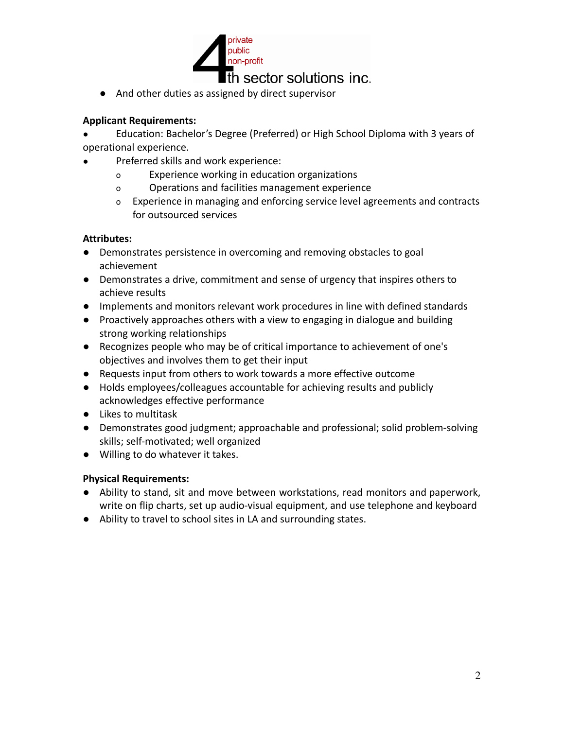- And other duties as assigned by direct supervisor

**Applicant Requirements:**

- Education: Bachelor's Degree (Preferred) or High School Diploma with 3 years of operational experience.
- Preferred skills and work experience:
  - Experience working in education organizations
  - Operations and facilities management experience
  - Experience in managing and enforcing service level agreements and contracts for outsourced services

**Attributes:**

- Demonstrates persistence in overcoming and removing obstacles to goal achievement
- Demonstrates a drive, commitment and sense of urgency that inspires others to achieve results
- Implements and monitors relevant work procedures in line with defined standards
- Proactively approaches others with a view to engaging in dialogue and building strong working relationships
- Recognizes people who may be of critical importance to achievement of one's objectives and involves them to get their input
- Requests input from others to work towards a more effective outcome
- Holds employees/colleagues accountable for achieving results and publicly acknowledges effective performance
- Likes to multitask
- Demonstrates good judgment; approachable and professional; solid problem-solving skills; self-motivated; well organized
- Willing to do whatever it takes.

**Physical Requirements:**

- Ability to stand, sit and move between workstations, read monitors and paperwork, write on flip charts, set up audio-visual equipment, and use telephone and keyboard
- Ability to travel to school sites in LA and surrounding states.